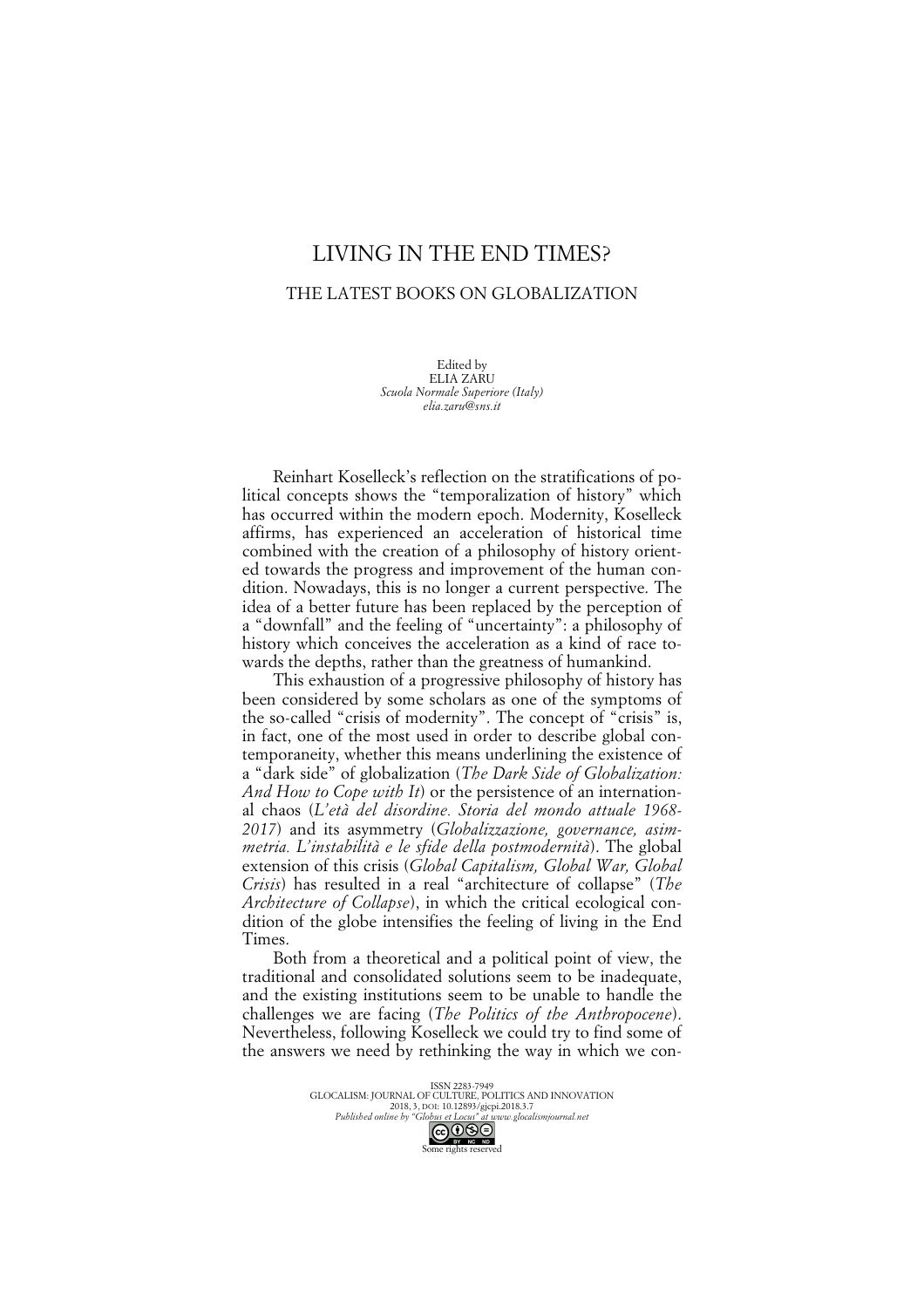# LIVING IN THE END TIMES?

## THE LATEST BOOKS ON GLOBALIZATION

Edited by
ELIA ZARU
*Scuola Normale Superiore (Italy)*
*elia.zaru@sns.it*

Reinhart Koselleck's reflection on the stratifications of political concepts shows the "temporalization of history" which has occurred within the modern epoch. Modernity, Koselleck affirms, has experienced an acceleration of historical time combined with the creation of a philosophy of history oriented towards the progress and improvement of the human condition. Nowadays, this is no longer a current perspective. The idea of a better future has been replaced by the perception of a "downfall" and the feeling of "uncertainty": a philosophy of history which conceives the acceleration as a kind of race towards the depths, rather than the greatness of humankind.

This exhaustion of a progressive philosophy of history has been considered by some scholars as one of the symptoms of the so-called "crisis of modernity". The concept of "crisis" is, in fact, one of the most used in order to describe global contemporaneity, whether this means underlining the existence of a "dark side" of globalization (*The Dark Side of Globalization: And How to Cope with It*) or the persistence of an international chaos (*L'età del disordine. Storia del mondo attuale 1968-2017*) and its asymmetry (*Globalizzazione, governance, asimmetria. L'instabilità e le sfide della postmodernità*). The global extension of this crisis (*Global Capitalism, Global War, Global Crisis*) has resulted in a real "architecture of collapse" (*The Architecture of Collapse*), in which the critical ecological condition of the globe intensifies the feeling of living in the End Times.

Both from a theoretical and a political point of view, the traditional and consolidated solutions seem to be inadequate, and the existing institutions seem to be unable to handle the challenges we are facing (*The Politics of the Anthropocene*). Nevertheless, following Koselleck we could try to find some of the answers we need by rethinking the way in which we con-

ISSN 2283-7949
GLOCALISM: JOURNAL OF CULTURE, POLITICS AND INNOVATION
2018, 3, DOI: 10.12893/gjcpi.2018.3.7
*Published online by "Globus et Locus" at www.glocalismjournal.net*
Some rights reserved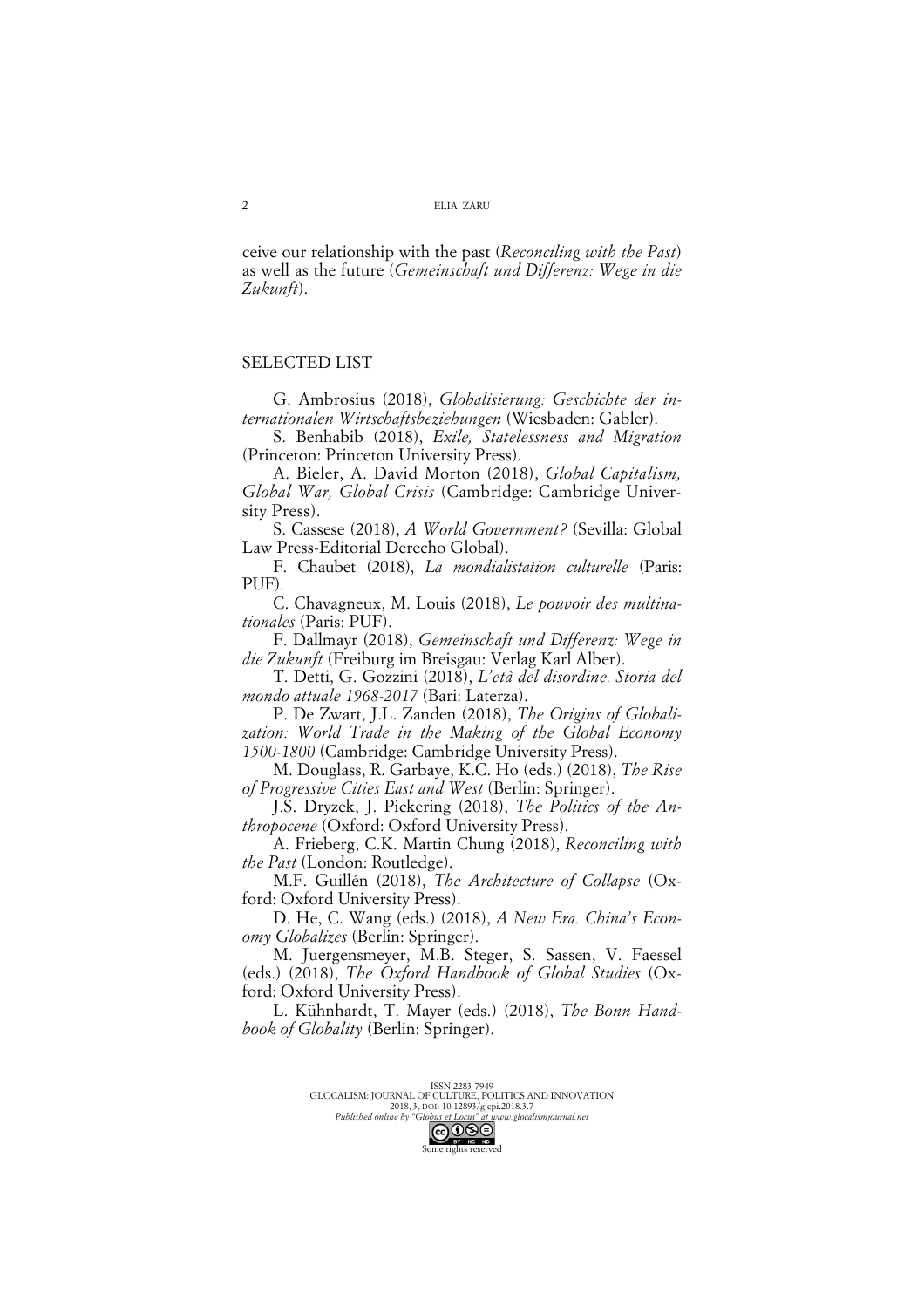ceive our relationship with the past (*Reconciling with the Past*) as well as the future (*Gemeinschaft und Differenz: Wege in die Zukunft*).

## SELECTED LIST

G. Ambrosius (2018), *Globalisierung: Geschichte der internationalen Wirtschaftsbeziehungen* (Wiesbaden: Gabler).

S. Benhabib (2018), *Exile, Statelessness and Migration* (Princeton: Princeton University Press).

A. Bieler, A. David Morton (2018), *Global Capitalism, Global War, Global Crisis* (Cambridge: Cambridge University Press).

S. Cassese (2018), *A World Government?* (Sevilla: Global Law Press-Editorial Derecho Global).

F. Chaubet (2018), *La mondialistation culturelle* (Paris: PUF).

C. Chavagneux, M. Louis (2018), *Le pouvoir des multinationales* (Paris: PUF).

F. Dallmayr (2018), *Gemeinschaft und Differenz: Wege in die Zukunft* (Freiburg im Breisgau: Verlag Karl Alber).

T. Detti, G. Gozzini (2018), *L'età del disordine. Storia del mondo attuale 1968-2017* (Bari: Laterza).

P. De Zwart, J.L. Zanden (2018), *The Origins of Globalization: World Trade in the Making of the Global Economy 1500-1800* (Cambridge: Cambridge University Press).

M. Douglass, R. Garbaye, K.C. Ho (eds.) (2018), *The Rise of Progressive Cities East and West* (Berlin: Springer).

J.S. Dryzek, J. Pickering (2018), *The Politics of the Anthropocene* (Oxford: Oxford University Press).

A. Frieberg, C.K. Martin Chung (2018), *Reconciling with the Past* (London: Routledge).

M.F. Guillén (2018), *The Architecture of Collapse* (Oxford: Oxford University Press).

D. He, C. Wang (eds.) (2018), *A New Era. China's Economy Globalizes* (Berlin: Springer).

M. Juergensmeyer, M.B. Steger, S. Sassen, V. Faessel (eds.) (2018), *The Oxford Handbook of Global Studies* (Oxford: Oxford University Press).

L. Kühnhardt, T. Mayer (eds.) (2018), *The Bonn Handbook of Globality* (Berlin: Springer).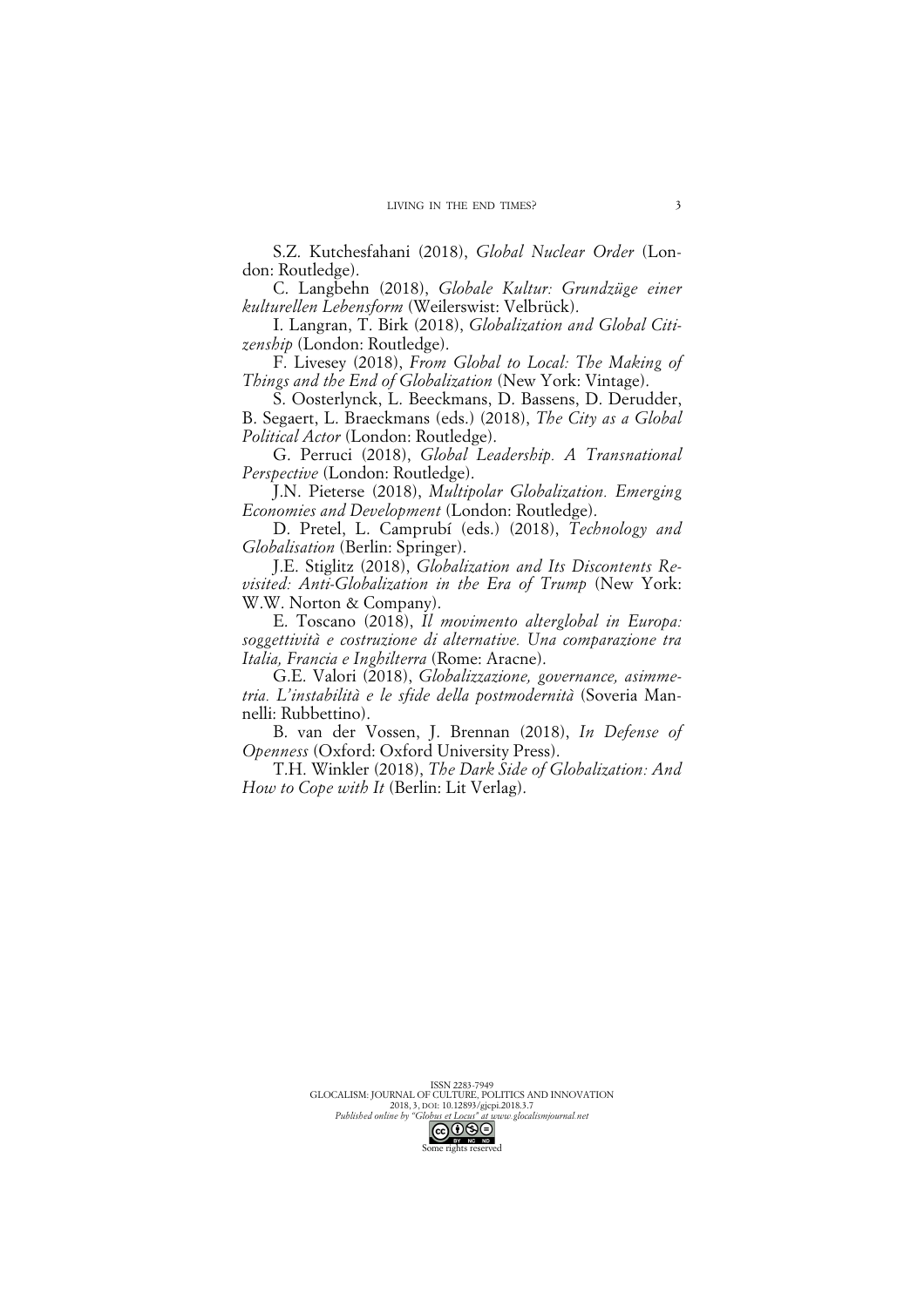S.Z. Kutchesfahani (2018), *Global Nuclear Order* (London: Routledge).

C. Langbehn (2018), *Globale Kultur: Grundzüge einer kulturellen Lebensform* (Weilerswist: Velbrück).

I. Langran, T. Birk (2018), *Globalization and Global Citizenship* (London: Routledge).

F. Livesey (2018), *From Global to Local: The Making of Things and the End of Globalization* (New York: Vintage).

S. Oosterlynck, L. Beeckmans, D. Bassens, D. Derudder, B. Segaert, L. Braeckmans (eds.) (2018), *The City as a Global Political Actor* (London: Routledge).

G. Perruci (2018), *Global Leadership. A Transnational Perspective* (London: Routledge).

J.N. Pieterse (2018), *Multipolar Globalization. Emerging Economies and Development* (London: Routledge).

D. Pretel, L. Camprubí (eds.) (2018), *Technology and Globalisation* (Berlin: Springer).

J.E. Stiglitz (2018), *Globalization and Its Discontents Revisited: Anti-Globalization in the Era of Trump* (New York: W.W. Norton & Company).

E. Toscano (2018), *Il movimento alterglobal in Europa: soggettività e costruzione di alternative. Una comparazione tra Italia, Francia e Inghilterra* (Rome: Aracne).

G.E. Valori (2018), *Globalizzazione, governance, asimmetria. L'instabilità e le sfide della postmodernità* (Soveria Mannelli: Rubbettino).

B. van der Vossen, J. Brennan (2018), *In Defense of Openness* (Oxford: Oxford University Press).

T.H. Winkler (2018), *The Dark Side of Globalization: And How to Cope with It* (Berlin: Lit Verlag).